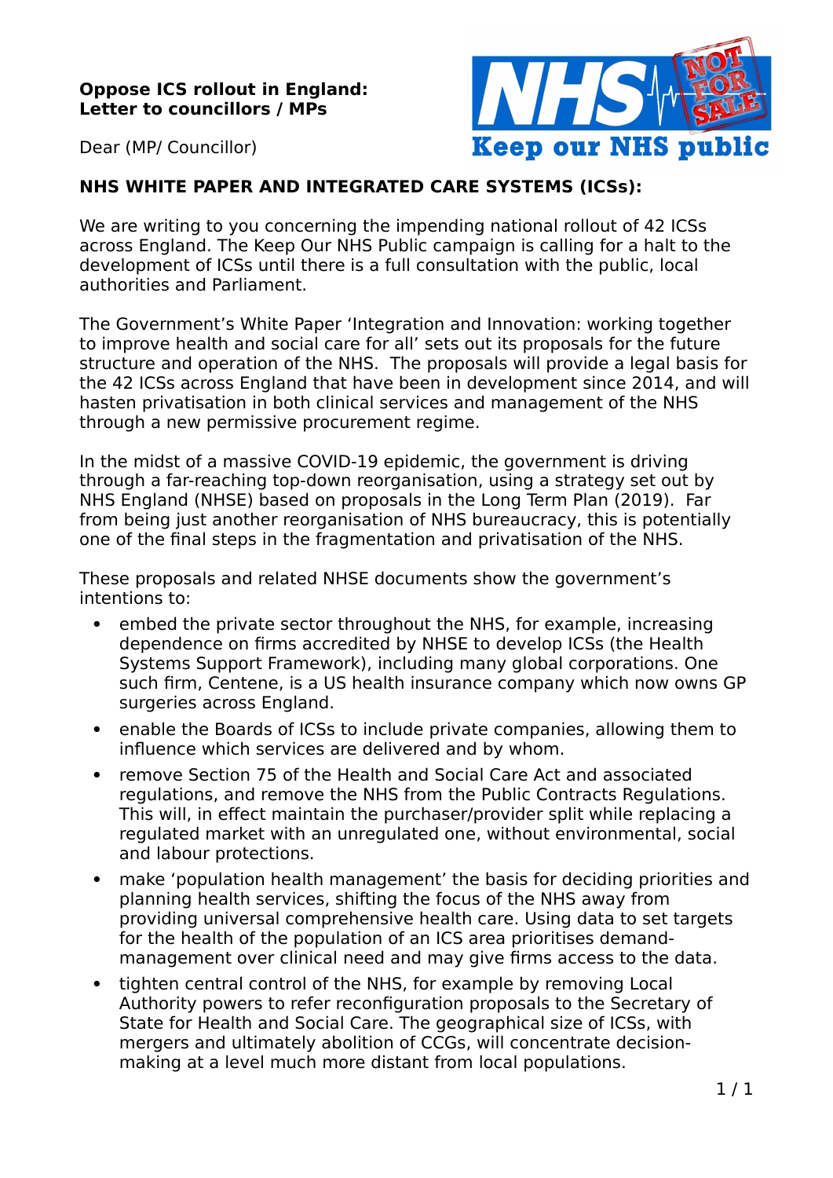**Oppose ICS rollout in England:**
**Letter to councillors / MPs**

Dear (MP/ Councillor)

**NHS WHITE PAPER AND INTEGRATED CARE SYSTEMS (ICSs):**

We are writing to you concerning the impending national rollout of 42 ICSs across England. The Keep Our NHS Public campaign is calling for a halt to the development of ICSs until there is a full consultation with the public, local authorities and Parliament.

The Government's White Paper 'Integration and Innovation: working together to improve health and social care for all' sets out its proposals for the future structure and operation of the NHS. The proposals will provide a legal basis for the 42 ICSs across England that have been in development since 2014, and will hasten privatisation in both clinical services and management of the NHS through a new permissive procurement regime.

In the midst of a massive COVID-19 epidemic, the government is driving through a far-reaching top-down reorganisation, using a strategy set out by NHS England (NHSE) based on proposals in the Long Term Plan (2019). Far from being just another reorganisation of NHS bureaucracy, this is potentially one of the final steps in the fragmentation and privatisation of the NHS.

These proposals and related NHSE documents show the government's intentions to:

- embed the private sector throughout the NHS, for example, increasing dependence on firms accredited by NHSE to develop ICSs (the Health Systems Support Framework), including many global corporations. One such firm, Centene, is a US health insurance company which now owns GP surgeries across England.
- enable the Boards of ICSs to include private companies, allowing them to influence which services are delivered and by whom.
- remove Section 75 of the Health and Social Care Act and associated regulations, and remove the NHS from the Public Contracts Regulations. This will, in effect maintain the purchaser/provider split while replacing a regulated market with an unregulated one, without environmental, social and labour protections.
- make 'population health management' the basis for deciding priorities and planning health services, shifting the focus of the NHS away from providing universal comprehensive health care. Using data to set targets for the health of the population of an ICS area prioritises demand-management over clinical need and may give firms access to the data.
- tighten central control of the NHS, for example by removing Local Authority powers to refer reconfiguration proposals to the Secretary of State for Health and Social Care. The geographical size of ICSs, with mergers and ultimately abolition of CCGs, will concentrate decision-making at a level much more distant from local populations.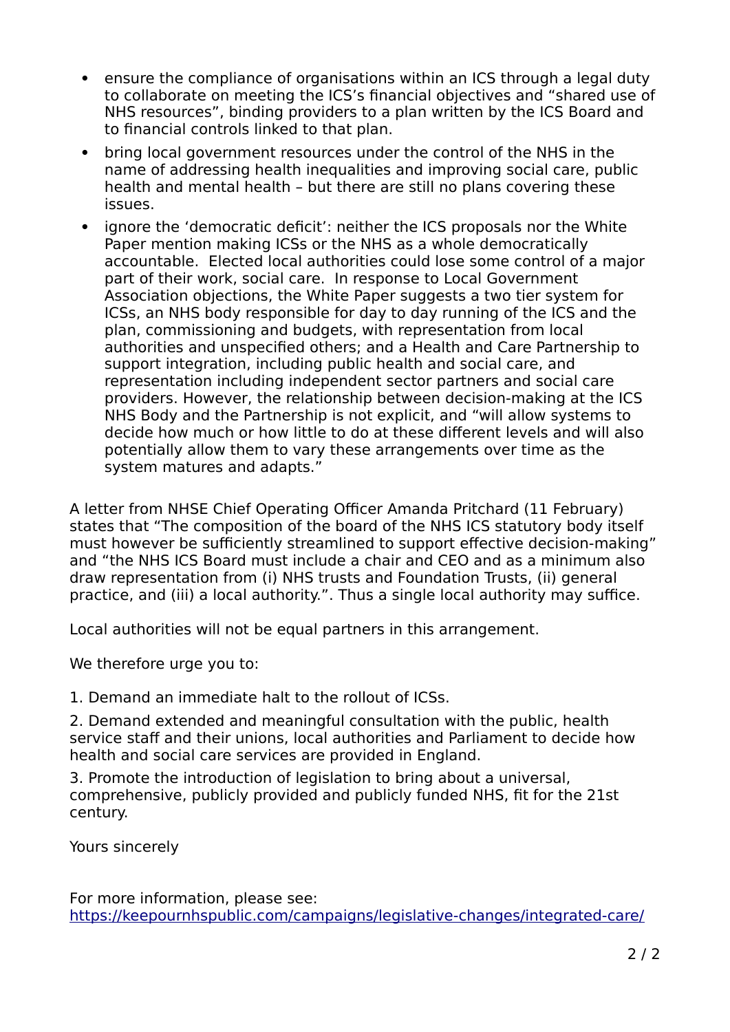- ensure the compliance of organisations within an ICS through a legal duty to collaborate on meeting the ICS's financial objectives and "shared use of NHS resources", binding providers to a plan written by the ICS Board and to financial controls linked to that plan.
- bring local government resources under the control of the NHS in the name of addressing health inequalities and improving social care, public health and mental health – but there are still no plans covering these issues.
- ignore the 'democratic deficit': neither the ICS proposals nor the White Paper mention making ICSs or the NHS as a whole democratically accountable. Elected local authorities could lose some control of a major part of their work, social care. In response to Local Government Association objections, the White Paper suggests a two tier system for ICSs, an NHS body responsible for day to day running of the ICS and the plan, commissioning and budgets, with representation from local authorities and unspecified others; and a Health and Care Partnership to support integration, including public health and social care, and representation including independent sector partners and social care providers. However, the relationship between decision-making at the ICS NHS Body and the Partnership is not explicit, and "will allow systems to decide how much or how little to do at these different levels and will also potentially allow them to vary these arrangements over time as the system matures and adapts."

A letter from NHSE Chief Operating Officer Amanda Pritchard (11 February) states that "The composition of the board of the NHS ICS statutory body itself must however be sufficiently streamlined to support effective decision-making" and "the NHS ICS Board must include a chair and CEO and as a minimum also draw representation from (i) NHS trusts and Foundation Trusts, (ii) general practice, and (iii) a local authority.". Thus a single local authority may suffice.

Local authorities will not be equal partners in this arrangement.

We therefore urge you to:

1. Demand an immediate halt to the rollout of ICSs.

2. Demand extended and meaningful consultation with the public, health service staff and their unions, local authorities and Parliament to decide how health and social care services are provided in England.

3. Promote the introduction of legislation to bring about a universal, comprehensive, publicly provided and publicly funded NHS, fit for the 21st century.

Yours sincerely

For more information, please see:
https://keepournhspublic.com/campaigns/legislative-changes/integrated-care/